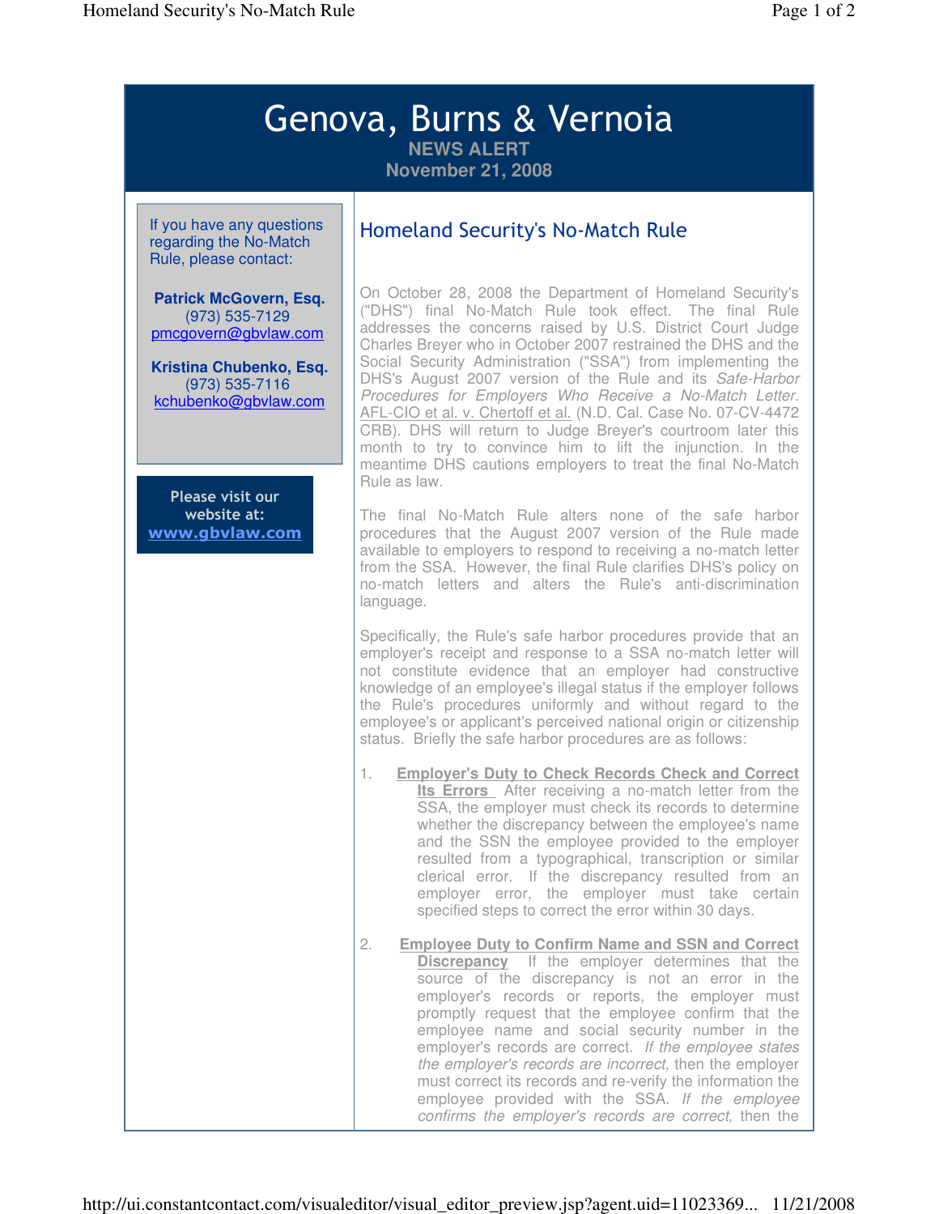# Genova, Burns & Vernoia

**NEWS ALERT**
**November 21, 2008**

If you have any questions regarding the No-Match Rule, please contact:

**Patrick McGovern, Esq.**
(973) 535-7129
pmcgovern@gbvlaw.com

**Kristina Chubenko, Esq.**
(973) 535-7116
kchubenko@gbvlaw.com

Please visit our website at:
**www.gbvlaw.com**

## Homeland Security's No-Match Rule

On October 28, 2008 the Department of Homeland Security's ("DHS") final No-Match Rule took effect. The final Rule addresses the concerns raised by U.S. District Court Judge Charles Breyer who in October 2007 restrained the DHS and the Social Security Administration ("SSA") from implementing the DHS's August 2007 version of the Rule and its *Safe-Harbor Procedures for Employers Who Receive a No-Match Letter*. AFL-CIO et al. v. Chertoff et al. (N.D. Cal. Case No. 07-CV-4472 CRB). DHS will return to Judge Breyer's courtroom later this month to try to convince him to lift the injunction. In the meantime DHS cautions employers to treat the final No-Match Rule as law.

The final No-Match Rule alters none of the safe harbor procedures that the August 2007 version of the Rule made available to employers to respond to receiving a no-match letter from the SSA. However, the final Rule clarifies DHS's policy on no-match letters and alters the Rule's anti-discrimination language.

Specifically, the Rule's safe harbor procedures provide that an employer's receipt and response to a SSA no-match letter will not constitute evidence that an employer had constructive knowledge of an employee's illegal status if the employer follows the Rule's procedures uniformly and without regard to the employee's or applicant's perceived national origin or citizenship status. Briefly the safe harbor procedures are as follows:

1. **Employer's Duty to Check Records Check and Correct Its Errors** After receiving a no-match letter from the SSA, the employer must check its records to determine whether the discrepancy between the employee's name and the SSN the employee provided to the employer resulted from a typographical, transcription or similar clerical error. If the discrepancy resulted from an employer error, the employer must take certain specified steps to correct the error within 30 days.

2. **Employee Duty to Confirm Name and SSN and Correct Discrepancy** If the employer determines that the source of the discrepancy is not an error in the employer's records or reports, the employer must promptly request that the employee confirm that the employee name and social security number in the employer's records are correct. *If the employee states the employer's records are incorrect,* then the employer must correct its records and re-verify the information the employee provided with the SSA. *If the employee confirms the employer's records are correct,* then the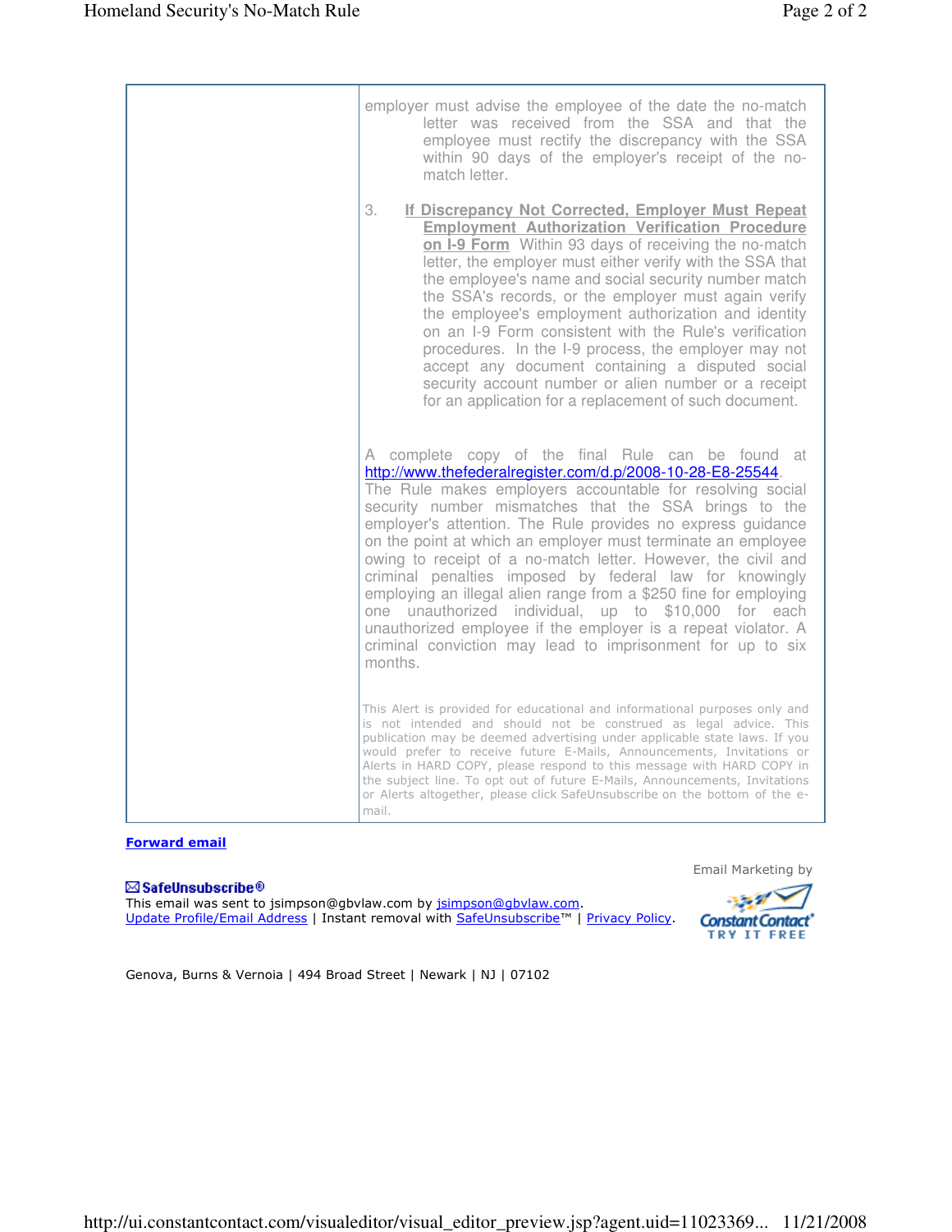employer must advise the employee of the date the no-match letter was received from the SSA and that the employee must rectify the discrepancy with the SSA within 90 days of the employer's receipt of the no-match letter.

3. **If Discrepancy Not Corrected, Employer Must Repeat Employment Authorization Verification Procedure on I-9 Form** Within 93 days of receiving the no-match letter, the employer must either verify with the SSA that the employee's name and social security number match the SSA's records, or the employer must again verify the employee's employment authorization and identity on an I-9 Form consistent with the Rule's verification procedures. In the I-9 process, the employer may not accept any document containing a disputed social security account number or alien number or a receipt for an application for a replacement of such document.

A complete copy of the final Rule can be found at http://www.thefederalregister.com/d.p/2008-10-28-E8-25544. The Rule makes employers accountable for resolving social security number mismatches that the SSA brings to the employer's attention. The Rule provides no express guidance on the point at which an employer must terminate an employee owing to receipt of a no-match letter. However, the civil and criminal penalties imposed by federal law for knowingly employing an illegal alien range from a $250 fine for employing one unauthorized individual, up to $10,000 for each unauthorized employee if the employer is a repeat violator. A criminal conviction may lead to imprisonment for up to six months.

This Alert is provided for educational and informational purposes only and is not intended and should not be construed as legal advice. This publication may be deemed advertising under applicable state laws. If you would prefer to receive future E-Mails, Announcements, Invitations or Alerts in HARD COPY, please respond to this message with HARD COPY in the subject line. To opt out of future E-Mails, Announcements, Invitations or Alerts altogether, please click SafeUnsubscribe on the bottom of the e-mail.

**Forward email**

Email Marketing by Constant Contact TRY IT FREE

**SafeUnsubscribe®**
This email was sent to jsimpson@gbvlaw.com by jsimpson@gbvlaw.com.
Update Profile/Email Address | Instant removal with SafeUnsubscribe™ | Privacy Policy.

Genova, Burns & Vernoia | 494 Broad Street | Newark | NJ | 07102